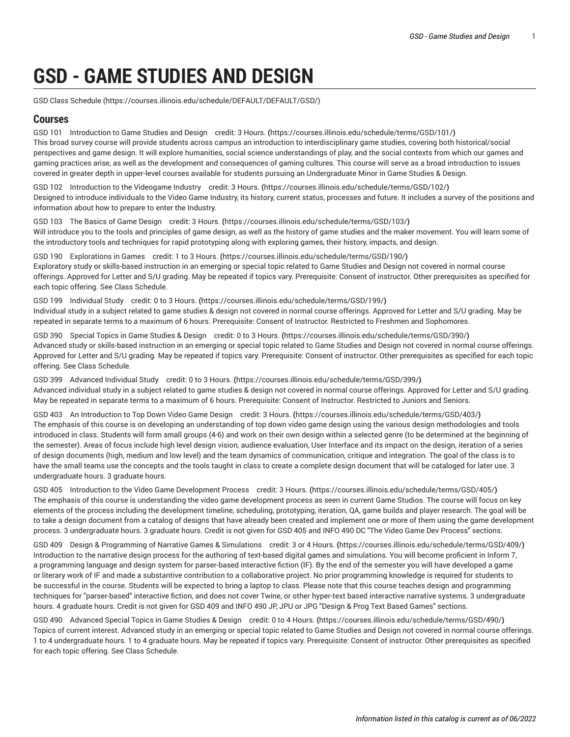# GSD - GAME STUDIES AND DESIGN

GSD Class Schedule (https://courses.illinois.edu/schedule/DEFAULT/DEFAULT/GSD/)

## Courses

GSD 101 Introduction to Game Studies and Design credit: 3 Hours. (https://courses.illinois.edu/schedule/terms/GSD/101/)
This broad survey course will provide students across campus an introduction to interdisciplinary game studies, covering both historical/social perspectives and game design. It will explore humanities, social science understandings of play, and the social contexts from which our games and gaming practices arise, as well as the development and consequences of gaming cultures. This course will serve as a broad introduction to issues covered in greater depth in upper-level courses available for students pursuing an Undergraduate Minor in Game Studies & Design.

GSD 102 Introduction to the Videogame Industry credit: 3 Hours. (https://courses.illinois.edu/schedule/terms/GSD/102/)
Designed to introduce individuals to the Video Game Industry, its history, current status, processes and future. It includes a survey of the positions and information about how to prepare to enter the Industry.

GSD 103 The Basics of Game Design credit: 3 Hours. (https://courses.illinois.edu/schedule/terms/GSD/103/)
Will introduce you to the tools and principles of game design, as well as the history of game studies and the maker movement. You will learn some of the introductory tools and techniques for rapid prototyping along with exploring games, their history, impacts, and design.

GSD 190 Explorations in Games credit: 1 to 3 Hours. (https://courses.illinois.edu/schedule/terms/GSD/190/)
Exploratory study or skills-based instruction in an emerging or special topic related to Game Studies and Design not covered in normal course offerings. Approved for Letter and S/U grading. May be repeated if topics vary. Prerequisite: Consent of instructor. Other prerequisites as specified for each topic offering. See Class Schedule.

GSD 199 Individual Study credit: 0 to 3 Hours. (https://courses.illinois.edu/schedule/terms/GSD/199/)
Individual study in a subject related to game studies & design not covered in normal course offerings. Approved for Letter and S/U grading. May be repeated in separate terms to a maximum of 6 hours. Prerequisite: Consent of Instructor. Restricted to Freshmen and Sophomores.

GSD 390 Special Topics in Game Studies & Design credit: 0 to 3 Hours. (https://courses.illinois.edu/schedule/terms/GSD/390/)
Advanced study or skills-based instruction in an emerging or special topic related to Game Studies and Design not covered in normal course offerings. Approved for Letter and S/U grading. May be repeated if topics vary. Prerequisite: Consent of instructor. Other prerequisites as specified for each topic offering. See Class Schedule.

GSD 399 Advanced Individual Study credit: 0 to 3 Hours. (https://courses.illinois.edu/schedule/terms/GSD/399/)
Advanced individual study in a subject related to game studies & design not covered in normal course offerings. Approved for Letter and S/U grading. May be repeated in separate terms to a maximum of 6 hours. Prerequisite: Consent of Instructor. Restricted to Juniors and Seniors.

GSD 403 An Introduction to Top Down Video Game Design credit: 3 Hours. (https://courses.illinois.edu/schedule/terms/GSD/403/)
The emphasis of this course is on developing an understanding of top down video game design using the various design methodologies and tools introduced in class. Students will form small groups (4-6) and work on their own design within a selected genre (to be determined at the beginning of the semester). Areas of focus include high level design vision, audience evaluation, User Interface and its impact on the design, iteration of a series of design documents (high, medium and low level) and the team dynamics of communication, critique and integration. The goal of the class is to have the small teams use the concepts and the tools taught in class to create a complete design document that will be cataloged for later use. 3 undergraduate hours. 3 graduate hours.

GSD 405 Introduction to the Video Game Development Process credit: 3 Hours. (https://courses.illinois.edu/schedule/terms/GSD/405/)
The emphasis of this course is understanding the video game development process as seen in current Game Studios. The course will focus on key elements of the process including the development timeline, scheduling, prototyping, iteration, QA, game builds and player research. The goal will be to take a design document from a catalog of designs that have already been created and implement one or more of them using the game development process. 3 undergraduate hours. 3 graduate hours. Credit is not given for GSD 405 and INFO 490 DC "The Video Game Dev Process" sections.

GSD 409 Design & Programming of Narrative Games & Simulations credit: 3 or 4 Hours. (https://courses.illinois.edu/schedule/terms/GSD/409/)
Introduction to the narrative design process for the authoring of text-based digital games and simulations. You will become proficient in Inform 7, a programming language and design system for parser-based interactive fiction (IF). By the end of the semester you will have developed a game or literary work of IF and made a substantive contribution to a collaborative project. No prior programming knowledge is required for students to be successful in the course. Students will be expected to bring a laptop to class. Please note that this course teaches design and programming techniques for "parser-based" interactive fiction, and does not cover Twine, or other hyper-text based interactive narrative systems. 3 undergraduate hours. 4 graduate hours. Credit is not given for GSD 409 and INFO 490 JP, JPU or JPG "Design & Prog Text Based Games" sections.

GSD 490 Advanced Special Topics in Game Studies & Design credit: 0 to 4 Hours. (https://courses.illinois.edu/schedule/terms/GSD/490/)
Topics of current interest. Advanced study in an emerging or special topic related to Game Studies and Design not covered in normal course offerings. 1 to 4 undergraduate hours. 1 to 4 graduate hours. May be repeated if topics vary. Prerequisite: Consent of instructor. Other prerequisites as specified for each topic offering. See Class Schedule.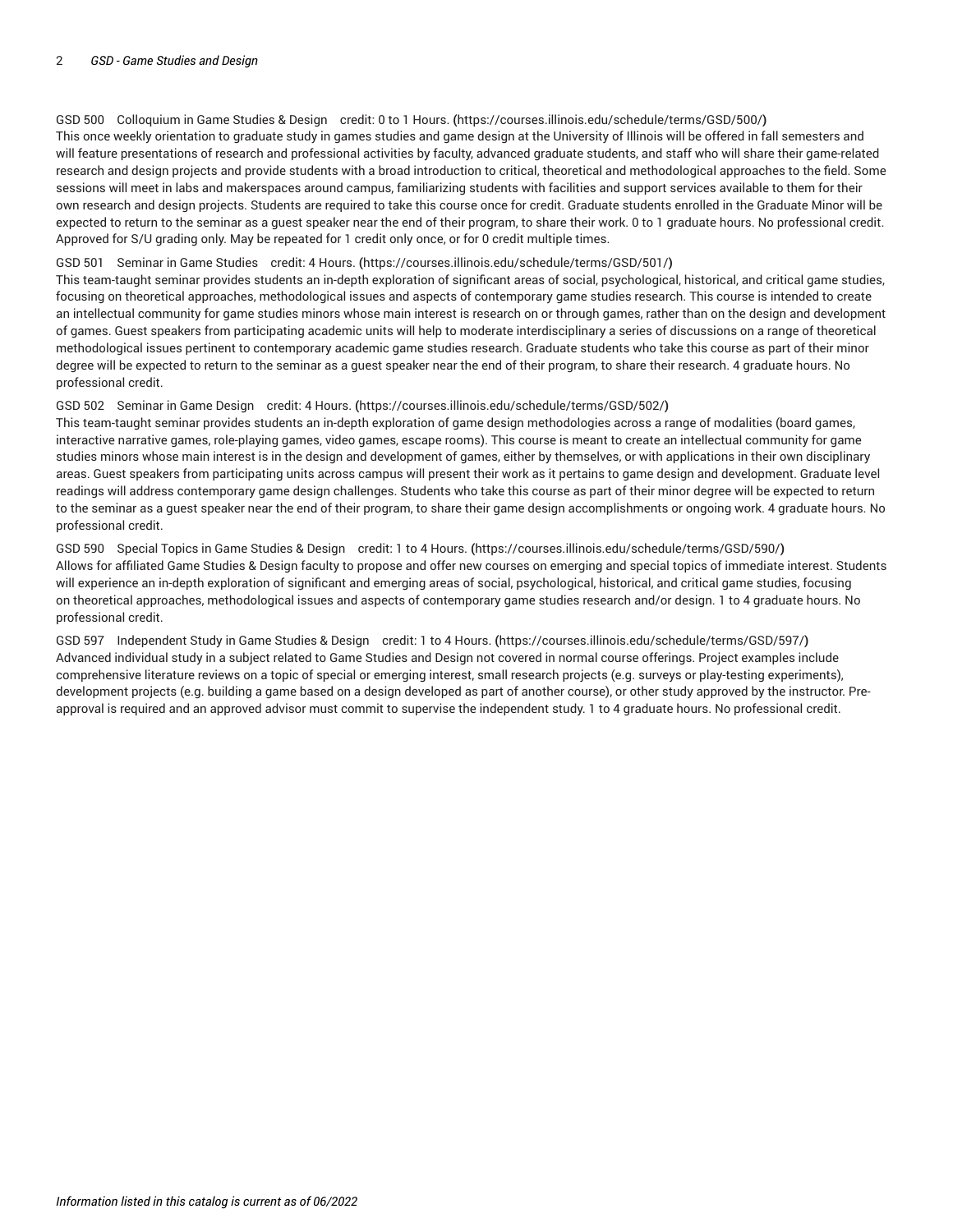GSD 500 Colloquium in Game Studies & Design credit: 0 to 1 Hours. (https://courses.illinois.edu/schedule/terms/GSD/500/)
This once weekly orientation to graduate study in games studies and game design at the University of Illinois will be offered in fall semesters and will feature presentations of research and professional activities by faculty, advanced graduate students, and staff who will share their game-related research and design projects and provide students with a broad introduction to critical, theoretical and methodological approaches to the field. Some sessions will meet in labs and makerspaces around campus, familiarizing students with facilities and support services available to them for their own research and design projects. Students are required to take this course once for credit. Graduate students enrolled in the Graduate Minor will be expected to return to the seminar as a guest speaker near the end of their program, to share their work. 0 to 1 graduate hours. No professional credit. Approved for S/U grading only. May be repeated for 1 credit only once, or for 0 credit multiple times.

GSD 501 Seminar in Game Studies credit: 4 Hours. (https://courses.illinois.edu/schedule/terms/GSD/501/)
This team-taught seminar provides students an in-depth exploration of significant areas of social, psychological, historical, and critical game studies, focusing on theoretical approaches, methodological issues and aspects of contemporary game studies research. This course is intended to create an intellectual community for game studies minors whose main interest is research on or through games, rather than on the design and development of games. Guest speakers from participating academic units will help to moderate interdisciplinary a series of discussions on a range of theoretical methodological issues pertinent to contemporary academic game studies research. Graduate students who take this course as part of their minor degree will be expected to return to the seminar as a guest speaker near the end of their program, to share their research. 4 graduate hours. No professional credit.

GSD 502 Seminar in Game Design credit: 4 Hours. (https://courses.illinois.edu/schedule/terms/GSD/502/)
This team-taught seminar provides students an in-depth exploration of game design methodologies across a range of modalities (board games, interactive narrative games, role-playing games, video games, escape rooms). This course is meant to create an intellectual community for game studies minors whose main interest is in the design and development of games, either by themselves, or with applications in their own disciplinary areas. Guest speakers from participating units across campus will present their work as it pertains to game design and development. Graduate level readings will address contemporary game design challenges. Students who take this course as part of their minor degree will be expected to return to the seminar as a guest speaker near the end of their program, to share their game design accomplishments or ongoing work. 4 graduate hours. No professional credit.

GSD 590 Special Topics in Game Studies & Design credit: 1 to 4 Hours. (https://courses.illinois.edu/schedule/terms/GSD/590/)
Allows for affiliated Game Studies & Design faculty to propose and offer new courses on emerging and special topics of immediate interest. Students will experience an in-depth exploration of significant and emerging areas of social, psychological, historical, and critical game studies, focusing on theoretical approaches, methodological issues and aspects of contemporary game studies research and/or design. 1 to 4 graduate hours. No professional credit.

GSD 597 Independent Study in Game Studies & Design credit: 1 to 4 Hours. (https://courses.illinois.edu/schedule/terms/GSD/597/)
Advanced individual study in a subject related to Game Studies and Design not covered in normal course offerings. Project examples include comprehensive literature reviews on a topic of special or emerging interest, small research projects (e.g. surveys or play-testing experiments), development projects (e.g. building a game based on a design developed as part of another course), or other study approved by the instructor. Pre-approval is required and an approved advisor must commit to supervise the independent study. 1 to 4 graduate hours. No professional credit.